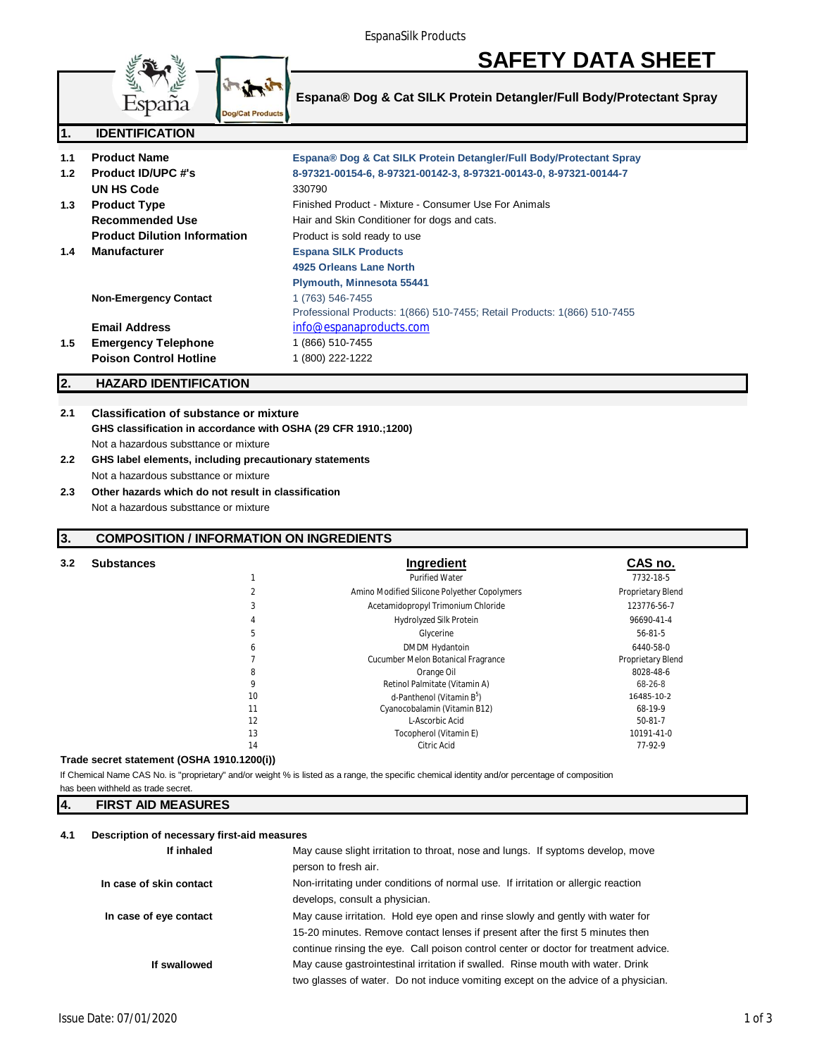EspanaSilk Products

# SAFETY DATA SHEET

**Espana® Dog & Cat SILK Protein Detangler/Full Body/Protectant Spray**

## 1. IDENTIFICATION

| | | |
|---|---|---|
| 1.1 | **Product Name** | **Espana® Dog & Cat SILK Protein Detangler/Full Body/Protectant Spray** |
| 1.2 | **Product ID/UPC #'s** | **8-97321-00154-6, 8-97321-00142-3, 8-97321-00143-0, 8-97321-00144-7** |
| | **UN HS Code** | 330790 |
| 1.3 | **Product Type** | Finished Product - Mixture - Consumer Use For Animals |
| | **Recommended Use** | Hair and Skin Conditioner for dogs and cats. |
| | **Product Dilution Information** | Product is sold ready to use |
| 1.4 | **Manufacturer** | **Espana SILK Products**<br>**4925 Orleans Lane North**<br>**Plymouth, Minnesota 55441** |
| | **Non-Emergency Contact** | 1 (763) 546-7455<br>Professional Products: 1(866) 510-7455; Retail Products: 1(866) 510-7455 |
| | **Email Address** | info@espanaproducts.com |
| 1.5 | **Emergency Telephone** | 1 (866) 510-7455 |
| | **Poison Control Hotline** | 1 (800) 222-1222 |

## 2. HAZARD IDENTIFICATION

**2.1 Classification of substance or mixture**

**GHS classification in accordance with OSHA (29 CFR 1910.;1200)**

Not a hazardous substtance or mixture

**2.2 GHS label elements, including precautionary statements**

Not a hazardous substtance or mixture

**2.3 Other hazards which do not result in classification**

Not a hazardous substtance or mixture

## 3. COMPOSITION / INFORMATION ON INGREDIENTS

**3.2 Substances**

| | Ingredient | CAS no. |
|---|---|---|
| 1 | Purified Water | 7732-18-5 |
| 2 | Amino Modified Silicone Polyether Copolymers | Proprietary Blend |
| 3 | Acetamidopropyl Trimonium Chloride | 123776-56-7 |
| 4 | Hydrolyzed Silk Protein | 96690-41-4 |
| 5 | Glycerine | 56-81-5 |
| 6 | DMDM Hydantoin | 6440-58-0 |
| 7 | Cucumber Melon Botanical Fragrance | Proprietary Blend |
| 8 | Orange Oil | 8028-48-6 |
| 9 | Retinol Palmitate (Vitamin A) | 68-26-8 |
| 10 | d-Panthenol (Vitamin $B^5$) | 16485-10-2 |
| 11 | Cyanocobalamin (Vitamin B12) | 68-19-9 |
| 12 | L-Ascorbic Acid | 50-81-7 |
| 13 | Tocopherol (Vitamin E) | 10191-41-0 |
| 14 | Citric Acid | 77-92-9 |

**Trade secret statement (OSHA 1910.1200(i))**

If Chemical Name CAS No. is "proprietary" and/or weight % is listed as a range, the specific chemical identity and/or percentage of composition has been withheld as trade secret.

## 4. FIRST AID MEASURES

**4.1 Description of necessary first-aid measures**

| | |
|---|---|
| **If inhaled** | May cause slight irritation to throat, nose and lungs. If syptoms develop, move person to fresh air. |
| **In case of skin contact** | Non-irritating under conditions of normal use. If irritation or allergic reaction develops, consult a physician. |
| **In case of eye contact** | May cause irritation. Hold eye open and rinse slowly and gently with water for 15-20 minutes. Remove contact lenses if present after the first 5 minutes then continue rinsing the eye. Call poison control center or doctor for treatment advice. |
| **If swallowed** | May cause gastrointestinal irritation if swalled. Rinse mouth with water. Drink two glasses of water. Do not induce vomiting except on the advice of a physician. |

Issue Date: 07/01/2020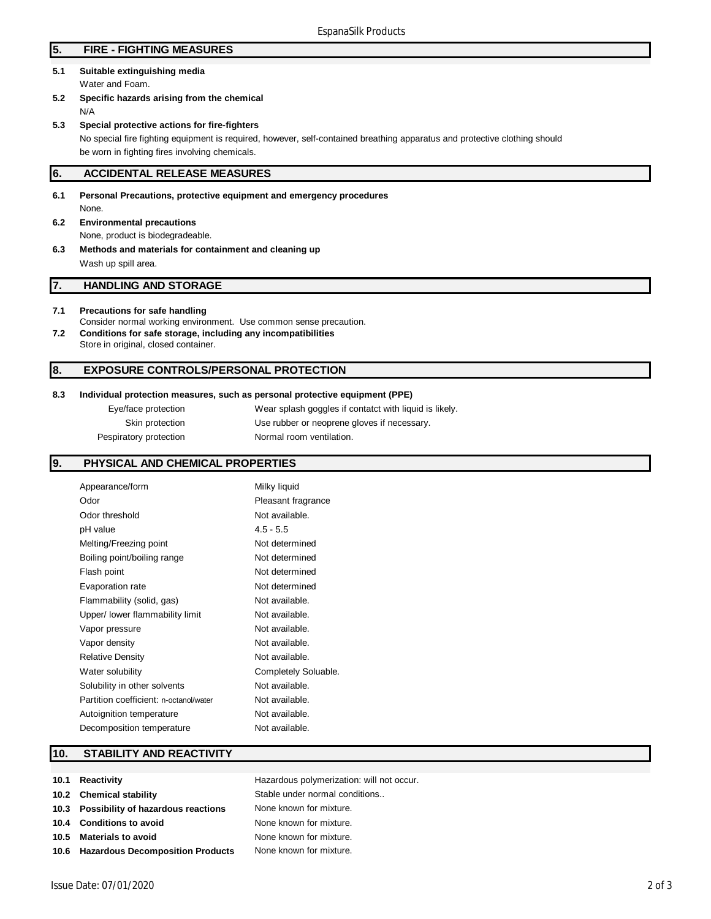## 5. FIRE - FIGHTING MEASURES

**5.1 Suitable extinguishing media**

Water and Foam.

**5.2 Specific hazards arising from the chemical**

N/A

**5.3 Special protective actions for fire-fighters**

No special fire fighting equipment is required, however, self-contained breathing apparatus and protective clothing should be worn in fighting fires involving chemicals.

## 6. ACCIDENTAL RELEASE MEASURES

**6.1 Personal Precautions, protective equipment and emergency procedures**

None.

**6.2 Environmental precautions**

None, product is biodegradeable.

**6.3 Methods and materials for containment and cleaning up**

Wash up spill area.

## 7. HANDLING AND STORAGE

**7.1 Precautions for safe handling**

Consider normal working environment. Use common sense precaution.

**7.2 Conditions for safe storage, including any incompatibilities**

Store in original, closed container.

## 8. EXPOSURE CONTROLS/PERSONAL PROTECTION

**8.3 Individual protection measures, such as personal protective equipment (PPE)**

| | |
|---|---|
| Eye/face protection | Wear splash goggles if contatct with liquid is likely. |
| Skin protection | Use rubber or neoprene gloves if necessary. |
| Pespiratory protection | Normal room ventilation. |

## 9. PHYSICAL AND CHEMICAL PROPERTIES

| | |
|---|---|
| Appearance/form | Milky liquid |
| Odor | Pleasant fragrance |
| Odor threshold | Not available. |
| pH value | 4.5 - 5.5 |
| Melting/Freezing point | Not determined |
| Boiling point/boiling range | Not determined |
| Flash point | Not determined |
| Evaporation rate | Not determined |
| Flammability (solid, gas) | Not available. |
| Upper/ lower flammability limit | Not available. |
| Vapor pressure | Not available. |
| Vapor density | Not available. |
| Relative Density | Not available. |
| Water solubility | Completely Soluable. |
| Solubility in other solvents | Not available. |
| Partition coefficient: n-octanol/water | Not available. |
| Autoignition temperature | Not available. |
| Decomposition temperature | Not available. |

## 10. STABILITY AND REACTIVITY

| | |
|---|---|
| **10.1 Reactivity** | Hazardous polymerization: will not occur. |
| **10.2 Chemical stability** | Stable under normal conditions.. |
| **10.3 Possibility of hazardous reactions** | None known for mixture. |
| **10.4 Conditions to avoid** | None known for mixture. |
| **10.5 Materials to avoid** | None known for mixture. |
| **10.6 Hazardous Decomposition Products** | None known for mixture. |

Issue Date: 07/01/2020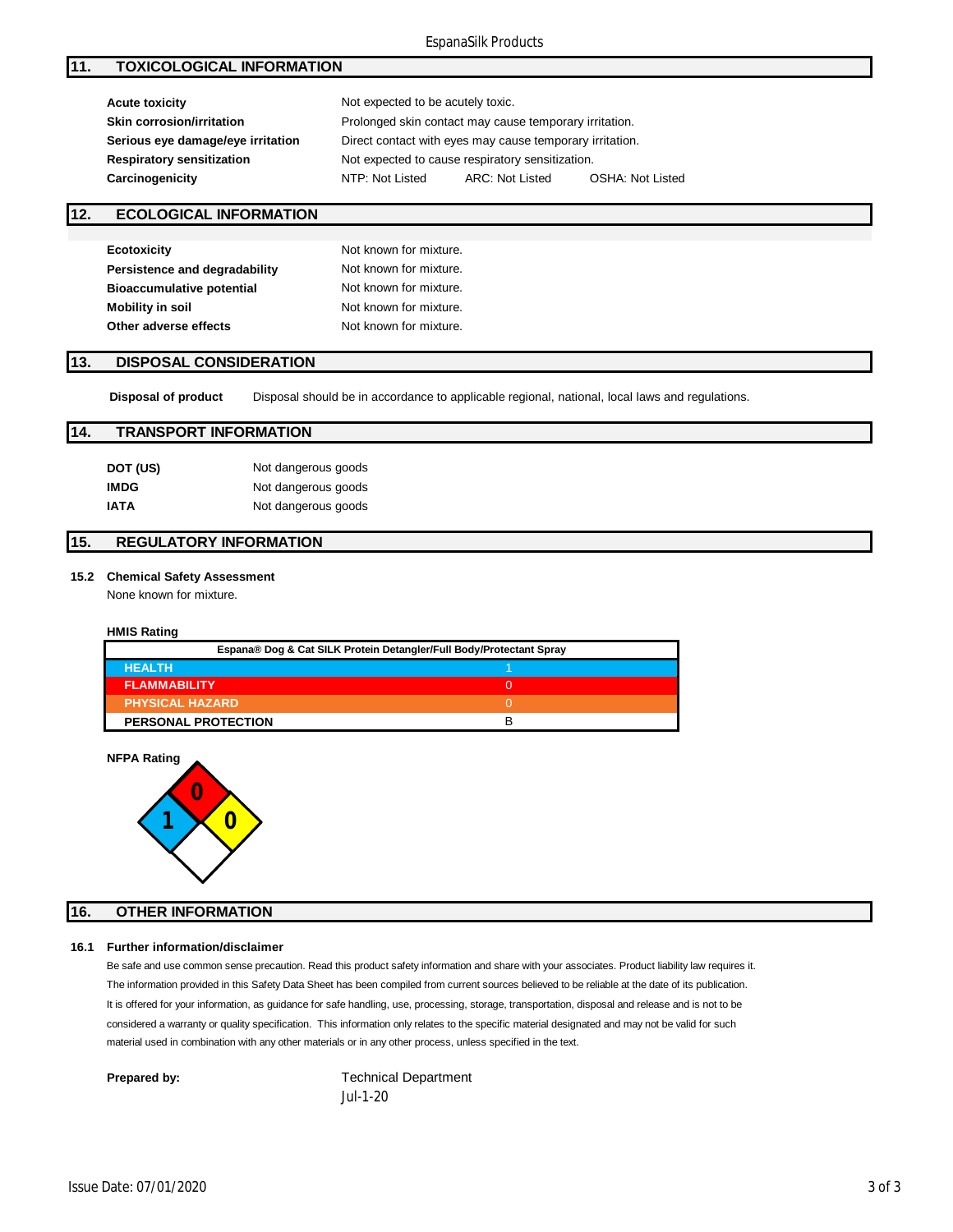## 11. TOXICOLOGICAL INFORMATION

| | |
|---|---|
| **Acute toxicity** | Not expected to be acutely toxic. |
| **Skin corrosion/irritation** | Prolonged skin contact may cause temporary irritation. |
| **Serious eye damage/eye irritation** | Direct contact with eyes may cause temporary irritation. |
| **Respiratory sensitization** | Not expected to cause respiratory sensitization. |
| **Carcinogenicity** | NTP: Not Listed ARC: Not Listed OSHA: Not Listed |

## 12. ECOLOGICAL INFORMATION

| | |
|---|---|
| **Ecotoxicity** | Not known for mixture. |
| **Persistence and degradability** | Not known for mixture. |
| **Bioaccumulative potential** | Not known for mixture. |
| **Mobility in soil** | Not known for mixture. |
| **Other adverse effects** | Not known for mixture. |

## 13. DISPOSAL CONSIDERATION

**Disposal of product** Disposal should be in accordance to applicable regional, national, local laws and regulations.

## 14. TRANSPORT INFORMATION

| | |
|---|---|
| **DOT (US)** | Not dangerous goods |
| **IMDG** | Not dangerous goods |
| **IATA** | Not dangerous goods |

## 15. REGULATORY INFORMATION

**15.2 Chemical Safety Assessment**

None known for mixture.

**HMIS Rating**

| Espana® Dog & Cat SILK Protein Detangler/Full Body/Protectant Spray | |
|---|---|
| HEALTH | 1 |
| FLAMMABILITY | 0 |
| PHYSICAL HAZARD | 0 |
| PERSONAL PROTECTION | B |

**NFPA Rating**

0

1 0

## 16. OTHER INFORMATION

**16.1 Further information/disclaimer**

Be safe and use common sense precaution. Read this product safety information and share with your associates. Product liability law requires it. The information provided in this Safety Data Sheet has been compiled from current sources believed to be reliable at the date of its publication. It is offered for your information, as guidance for safe handling, use, processing, storage, transportation, disposal and release and is not to be considered a warranty or quality specification. This information only relates to the specific material designated and may not be valid for such material used in combination with any other materials or in any other process, unless specified in the text.

**Prepared by:** Technical Department

Jul-1-20